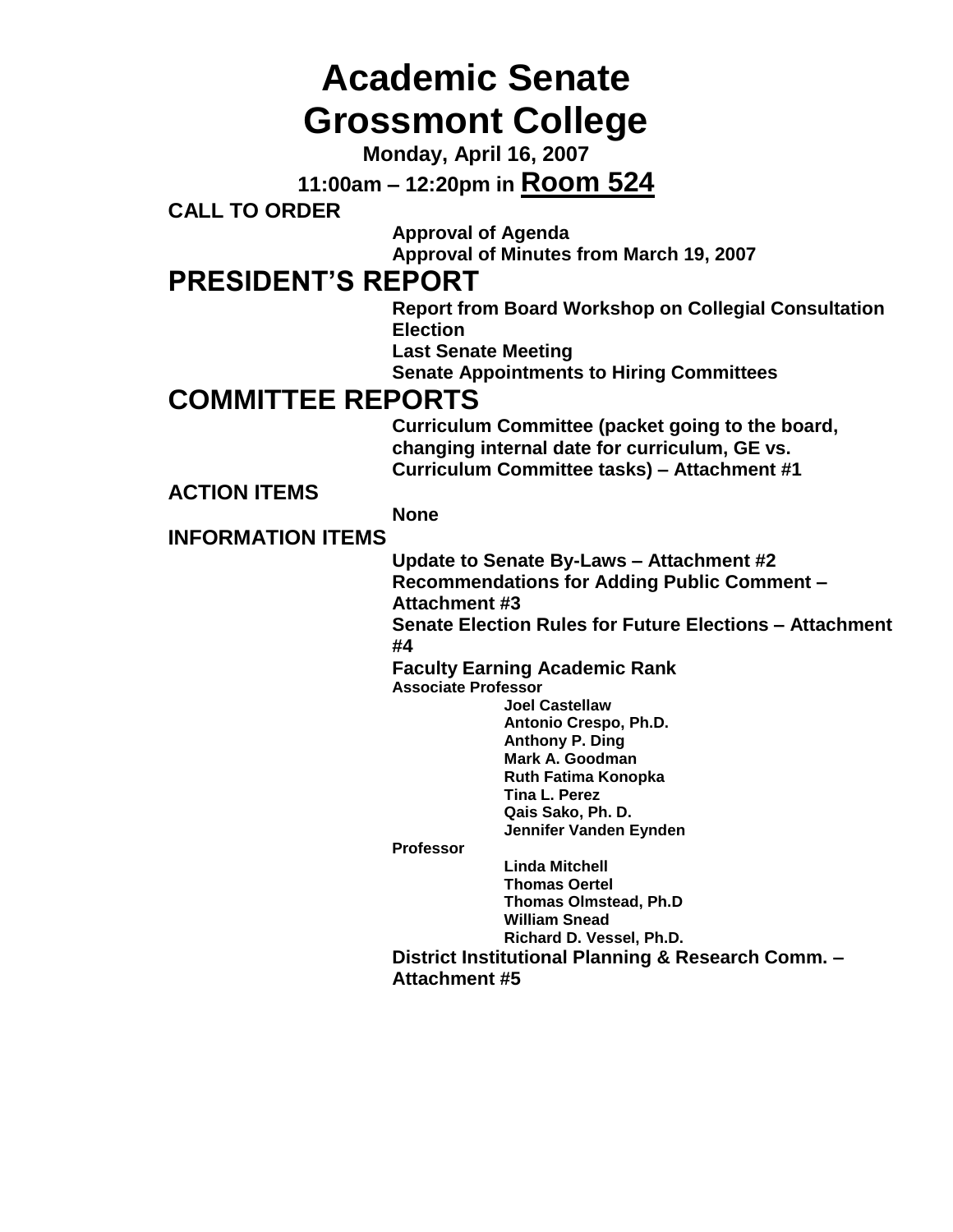# Academic Senate
# Grossmont College

**Monday, April 16, 2007**

**11:00am – 12:20pm in Room 524**

## CALL TO ORDER

- **Approval of Agenda**
- **Approval of Minutes from March 19, 2007**

## PRESIDENT'S REPORT

- **Report from Board Workshop on Collegial Consultation**
- **Election**
- **Last Senate Meeting**
- **Senate Appointments to Hiring Committees**

## COMMITTEE REPORTS

- **Curriculum Committee (packet going to the board, changing internal date for curriculum, GE vs. Curriculum Committee tasks) – Attachment #1**

## ACTION ITEMS

- **None**

## INFORMATION ITEMS

- **Update to Senate By-Laws – Attachment #2**
- **Recommendations for Adding Public Comment – Attachment #3**
- **Senate Election Rules for Future Elections – Attachment #4**
- **Faculty Earning Academic Rank**

  **Associate Professor**
  - Joel Castellaw
  - Antonio Crespo, Ph.D.
  - Anthony P. Ding
  - Mark A. Goodman
  - Ruth Fatima Konopka
  - Tina L. Perez
  - Qais Sako, Ph. D.
  - Jennifer Vanden Eynden

  **Professor**
  - Linda Mitchell
  - Thomas Oertel
  - Thomas Olmstead, Ph.D
  - William Snead
  - Richard D. Vessel, Ph.D.
- **District Institutional Planning & Research Comm. – Attachment #5**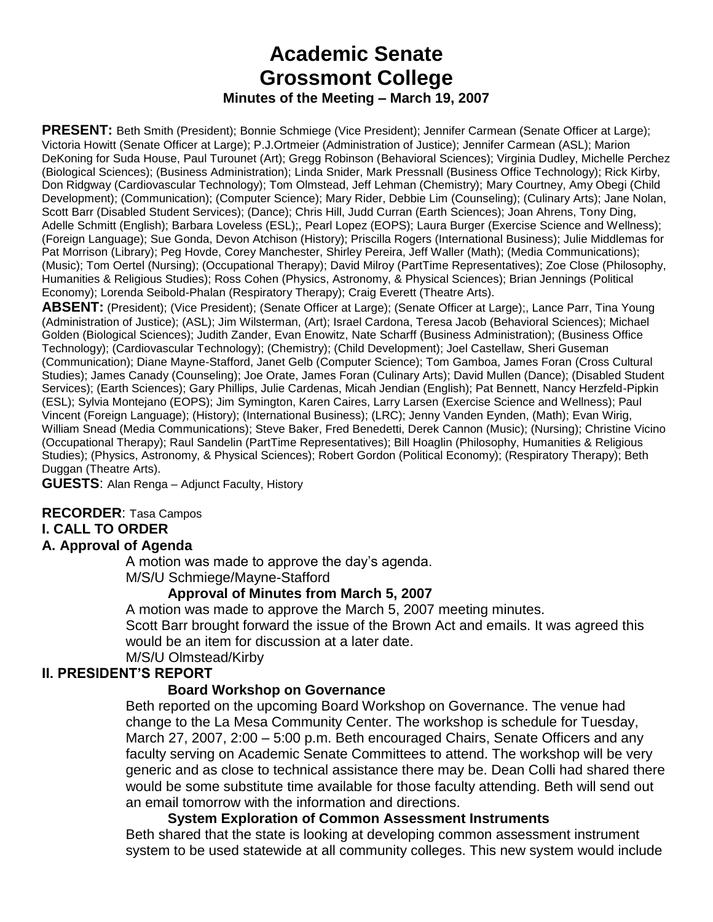# Academic Senate
# Grossmont College
### Minutes of the Meeting – March 19, 2007

**PRESENT:** Beth Smith (President); Bonnie Schmiege (Vice President); Jennifer Carmean (Senate Officer at Large); Victoria Howitt (Senate Officer at Large); P.J.Ortmeier (Administration of Justice); Jennifer Carmean (ASL); Marion DeKoning for Suda House, Paul Turounet (Art); Gregg Robinson (Behavioral Sciences); Virginia Dudley, Michelle Perchez (Biological Sciences); (Business Administration); Linda Snider, Mark Pressnall (Business Office Technology); Rick Kirby, Don Ridgway (Cardiovascular Technology); Tom Olmstead, Jeff Lehman (Chemistry); Mary Courtney, Amy Obegi (Child Development); (Communication); (Computer Science); Mary Rider, Debbie Lim (Counseling); (Culinary Arts); Jane Nolan, Scott Barr (Disabled Student Services); (Dance); Chris Hill, Judd Curran (Earth Sciences); Joan Ahrens, Tony Ding, Adelle Schmitt (English); Barbara Loveless (ESL);, Pearl Lopez (EOPS); Laura Burger (Exercise Science and Wellness); (Foreign Language); Sue Gonda, Devon Atchison (History); Priscilla Rogers (International Business); Julie Middlemas for Pat Morrison (Library); Peg Hovde, Corey Manchester, Shirley Pereira, Jeff Waller (Math); (Media Communications); (Music); Tom Oertel (Nursing); (Occupational Therapy); David Milroy (PartTime Representatives); Zoe Close (Philosophy, Humanities & Religious Studies); Ross Cohen (Physics, Astronomy, & Physical Sciences); Brian Jennings (Political Economy); Lorenda Seibold-Phalan (Respiratory Therapy); Craig Everett (Theatre Arts).

**ABSENT:** (President); (Vice President); (Senate Officer at Large); (Senate Officer at Large);, Lance Parr, Tina Young (Administration of Justice); (ASL); Jim Wilsterman, (Art); Israel Cardona, Teresa Jacob (Behavioral Sciences); Michael Golden (Biological Sciences); Judith Zander, Evan Enowitz, Nate Scharff (Business Administration); (Business Office Technology); (Cardiovascular Technology); (Chemistry); (Child Development); Joel Castellaw, Sheri Guseman (Communication); Diane Mayne-Stafford, Janet Gelb (Computer Science); Tom Gamboa, James Foran (Cross Cultural Studies); James Canady (Counseling); Joe Orate, James Foran (Culinary Arts); David Mullen (Dance); (Disabled Student Services); (Earth Sciences); Gary Phillips, Julie Cardenas, Micah Jendian (English); Pat Bennett, Nancy Herzfeld-Pipkin (ESL); Sylvia Montejano (EOPS); Jim Symington, Karen Caires, Larry Larsen (Exercise Science and Wellness); Paul Vincent (Foreign Language); (History); (International Business); (LRC); Jenny Vanden Eynden, (Math); Evan Wirig, William Snead (Media Communications); Steve Baker, Fred Benedetti, Derek Cannon (Music); (Nursing); Christine Vicino (Occupational Therapy); Raul Sandelin (PartTime Representatives); Bill Hoaglin (Philosophy, Humanities & Religious Studies); (Physics, Astronomy, & Physical Sciences); Robert Gordon (Political Economy); (Respiratory Therapy); Beth Duggan (Theatre Arts).

**GUESTS**: Alan Renga – Adjunct Faculty, History

**RECORDER**: Tasa Campos

## I. CALL TO ORDER

### A. Approval of Agenda

A motion was made to approve the day's agenda.
M/S/U Schmiege/Mayne-Stafford

**Approval of Minutes from March 5, 2007**

A motion was made to approve the March 5, 2007 meeting minutes.
Scott Barr brought forward the issue of the Brown Act and emails. It was agreed this would be an item for discussion at a later date.
M/S/U Olmstead/Kirby

## II. PRESIDENT'S REPORT

**Board Workshop on Governance**

Beth reported on the upcoming Board Workshop on Governance. The venue had change to the La Mesa Community Center. The workshop is schedule for Tuesday, March 27, 2007, 2:00 – 5:00 p.m. Beth encouraged Chairs, Senate Officers and any faculty serving on Academic Senate Committees to attend. The workshop will be very generic and as close to technical assistance there may be. Dean Colli had shared there would be some substitute time available for those faculty attending. Beth will send out an email tomorrow with the information and directions.

**System Exploration of Common Assessment Instruments**

Beth shared that the state is looking at developing common assessment instrument system to be used statewide at all community colleges. This new system would include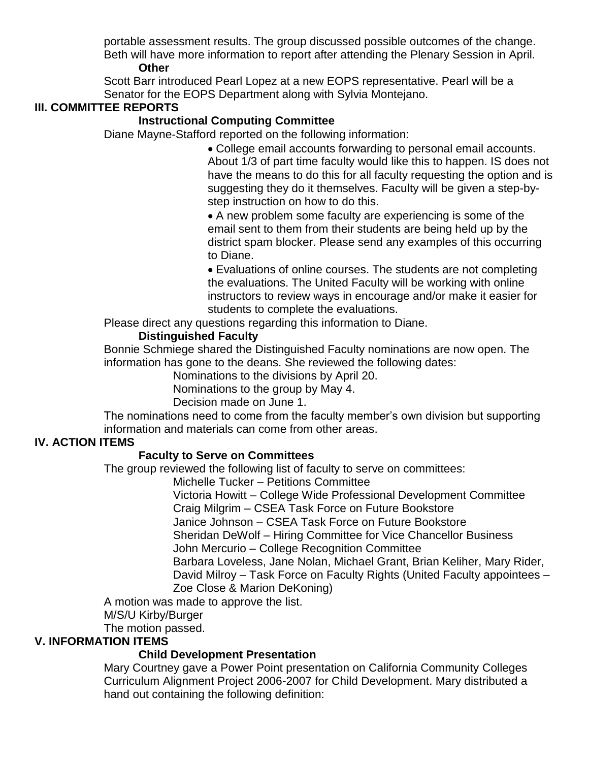portable assessment results. The group discussed possible outcomes of the change. Beth will have more information to report after attending the Plenary Session in April.

**Other**

Scott Barr introduced Pearl Lopez at a new EOPS representative. Pearl will be a Senator for the EOPS Department along with Sylvia Montejano.

## III. COMMITTEE REPORTS

**Instructional Computing Committee**

Diane Mayne-Stafford reported on the following information:

- College email accounts forwarding to personal email accounts. About 1/3 of part time faculty would like this to happen. IS does not have the means to do this for all faculty requesting the option and is suggesting they do it themselves. Faculty will be given a step-by-step instruction on how to do this.
- A new problem some faculty are experiencing is some of the email sent to them from their students are being held up by the district spam blocker. Please send any examples of this occurring to Diane.
- Evaluations of online courses. The students are not completing the evaluations. The United Faculty will be working with online instructors to review ways in encourage and/or make it easier for students to complete the evaluations.

Please direct any questions regarding this information to Diane.

**Distinguished Faculty**

Bonnie Schmiege shared the Distinguished Faculty nominations are now open. The information has gone to the deans. She reviewed the following dates:

Nominations to the divisions by April 20.
Nominations to the group by May 4.
Decision made on June 1.

The nominations need to come from the faculty member's own division but supporting information and materials can come from other areas.

## IV. ACTION ITEMS

**Faculty to Serve on Committees**

The group reviewed the following list of faculty to serve on committees:

Michelle Tucker – Petitions Committee
Victoria Howitt – College Wide Professional Development Committee
Craig Milgrim – CSEA Task Force on Future Bookstore
Janice Johnson – CSEA Task Force on Future Bookstore
Sheridan DeWolf – Hiring Committee for Vice Chancellor Business
John Mercurio – College Recognition Committee
Barbara Loveless, Jane Nolan, Michael Grant, Brian Keliher, Mary Rider, David Milroy – Task Force on Faculty Rights (United Faculty appointees – Zoe Close & Marion DeKoning)

A motion was made to approve the list.
M/S/U Kirby/Burger
The motion passed.

## V. INFORMATION ITEMS

**Child Development Presentation**

Mary Courtney gave a Power Point presentation on California Community Colleges Curriculum Alignment Project 2006-2007 for Child Development. Mary distributed a hand out containing the following definition: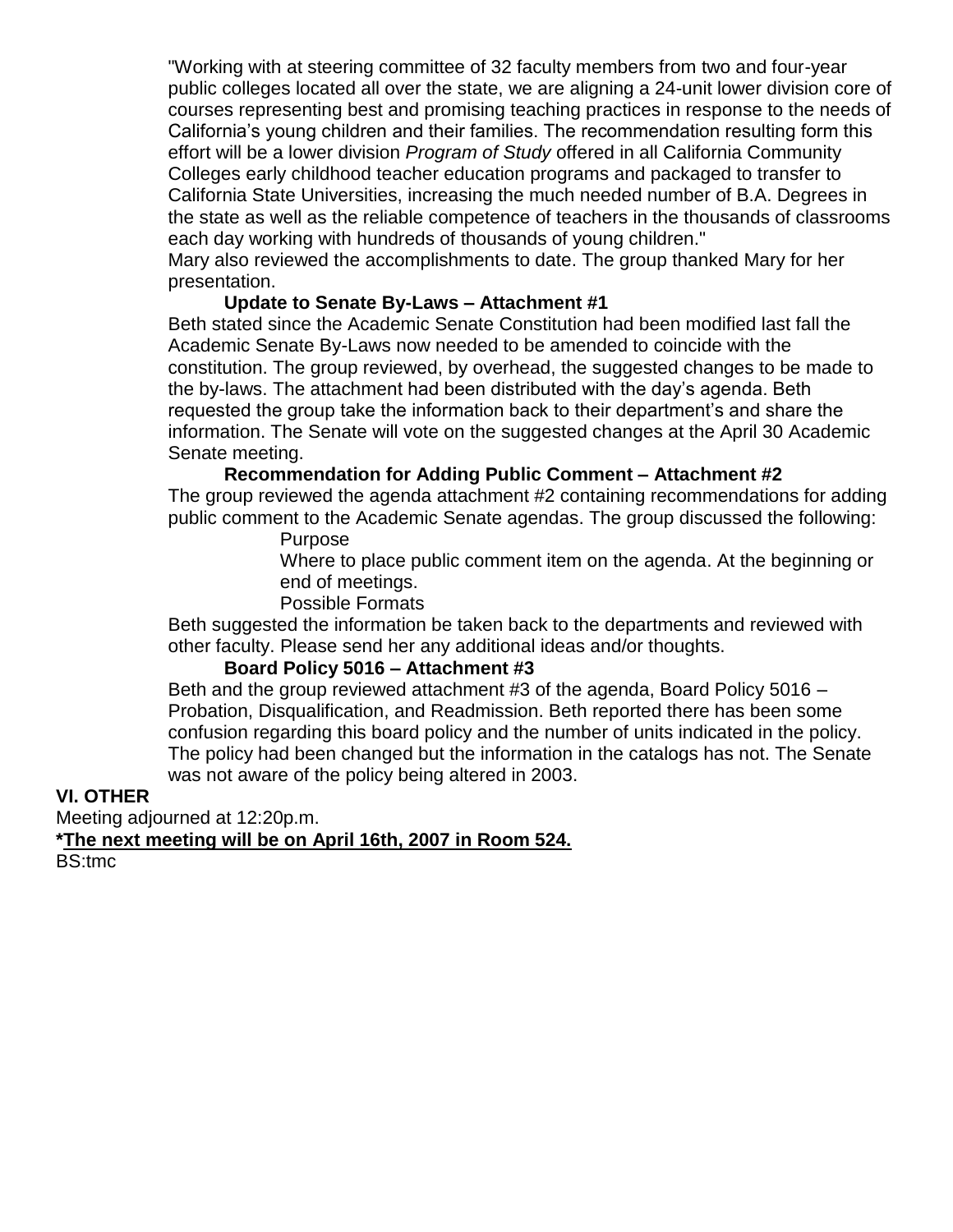"Working with at steering committee of 32 faculty members from two and four-year public colleges located all over the state, we are aligning a 24-unit lower division core of courses representing best and promising teaching practices in response to the needs of California's young children and their families. The recommendation resulting form this effort will be a lower division *Program of Study* offered in all California Community Colleges early childhood teacher education programs and packaged to transfer to California State Universities, increasing the much needed number of B.A. Degrees in the state as well as the reliable competence of teachers in the thousands of classrooms each day working with hundreds of thousands of young children."

Mary also reviewed the accomplishments to date. The group thanked Mary for her presentation.

**Update to Senate By-Laws – Attachment #1**

Beth stated since the Academic Senate Constitution had been modified last fall the Academic Senate By-Laws now needed to be amended to coincide with the constitution. The group reviewed, by overhead, the suggested changes to be made to the by-laws. The attachment had been distributed with the day's agenda. Beth requested the group take the information back to their department's and share the information. The Senate will vote on the suggested changes at the April 30 Academic Senate meeting.

**Recommendation for Adding Public Comment – Attachment #2**

The group reviewed the agenda attachment #2 containing recommendations for adding public comment to the Academic Senate agendas. The group discussed the following:

- Purpose
- Where to place public comment item on the agenda. At the beginning or end of meetings.
- Possible Formats

Beth suggested the information be taken back to the departments and reviewed with other faculty. Please send her any additional ideas and/or thoughts.

**Board Policy 5016 – Attachment #3**

Beth and the group reviewed attachment #3 of the agenda, Board Policy 5016 – Probation, Disqualification, and Readmission. Beth reported there has been some confusion regarding this board policy and the number of units indicated in the policy. The policy had been changed but the information in the catalogs has not. The Senate was not aware of the policy being altered in 2003.

## VI. OTHER

Meeting adjourned at 12:20p.m.

**\*<u>The next meeting will be on April 16th, 2007 in Room 524.</u>**

BS:tmc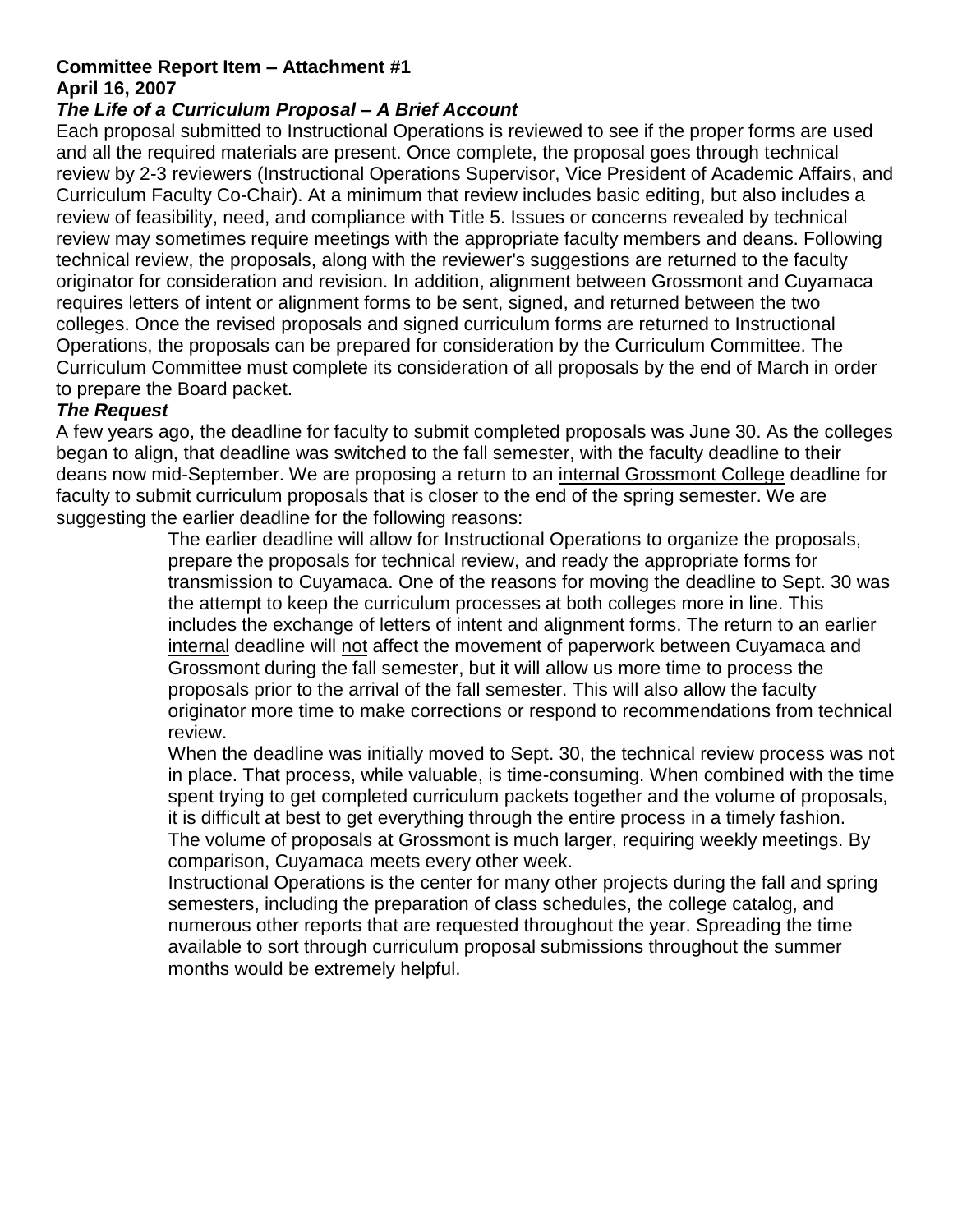**Committee Report Item – Attachment #1**
**April 16, 2007**

***The Life of a Curriculum Proposal – A Brief Account***

Each proposal submitted to Instructional Operations is reviewed to see if the proper forms are used and all the required materials are present. Once complete, the proposal goes through technical review by 2-3 reviewers (Instructional Operations Supervisor, Vice President of Academic Affairs, and Curriculum Faculty Co-Chair). At a minimum that review includes basic editing, but also includes a review of feasibility, need, and compliance with Title 5. Issues or concerns revealed by technical review may sometimes require meetings with the appropriate faculty members and deans. Following technical review, the proposals, along with the reviewer's suggestions are returned to the faculty originator for consideration and revision. In addition, alignment between Grossmont and Cuyamaca requires letters of intent or alignment forms to be sent, signed, and returned between the two colleges. Once the revised proposals and signed curriculum forms are returned to Instructional Operations, the proposals can be prepared for consideration by the Curriculum Committee. The Curriculum Committee must complete its consideration of all proposals by the end of March in order to prepare the Board packet.

***The Request***

A few years ago, the deadline for faculty to submit completed proposals was June 30. As the colleges began to align, that deadline was switched to the fall semester, with the faculty deadline to their deans now mid-September. We are proposing a return to an <u>internal Grossmont College</u> deadline for faculty to submit curriculum proposals that is closer to the end of the spring semester. We are suggesting the earlier deadline for the following reasons:

- The earlier deadline will allow for Instructional Operations to organize the proposals, prepare the proposals for technical review, and ready the appropriate forms for transmission to Cuyamaca. One of the reasons for moving the deadline to Sept. 30 was the attempt to keep the curriculum processes at both colleges more in line. This includes the exchange of letters of intent and alignment forms. The return to an earlier <u>internal</u> deadline will <u>not</u> affect the movement of paperwork between Cuyamaca and Grossmont during the fall semester, but it will allow us more time to process the proposals prior to the arrival of the fall semester. This will also allow the faculty originator more time to make corrections or respond to recommendations from technical review.
- When the deadline was initially moved to Sept. 30, the technical review process was not in place. That process, while valuable, is time-consuming. When combined with the time spent trying to get completed curriculum packets together and the volume of proposals, it is difficult at best to get everything through the entire process in a timely fashion.
- The volume of proposals at Grossmont is much larger, requiring weekly meetings. By comparison, Cuyamaca meets every other week.
- Instructional Operations is the center for many other projects during the fall and spring semesters, including the preparation of class schedules, the college catalog, and numerous other reports that are requested throughout the year. Spreading the time available to sort through curriculum proposal submissions throughout the summer months would be extremely helpful.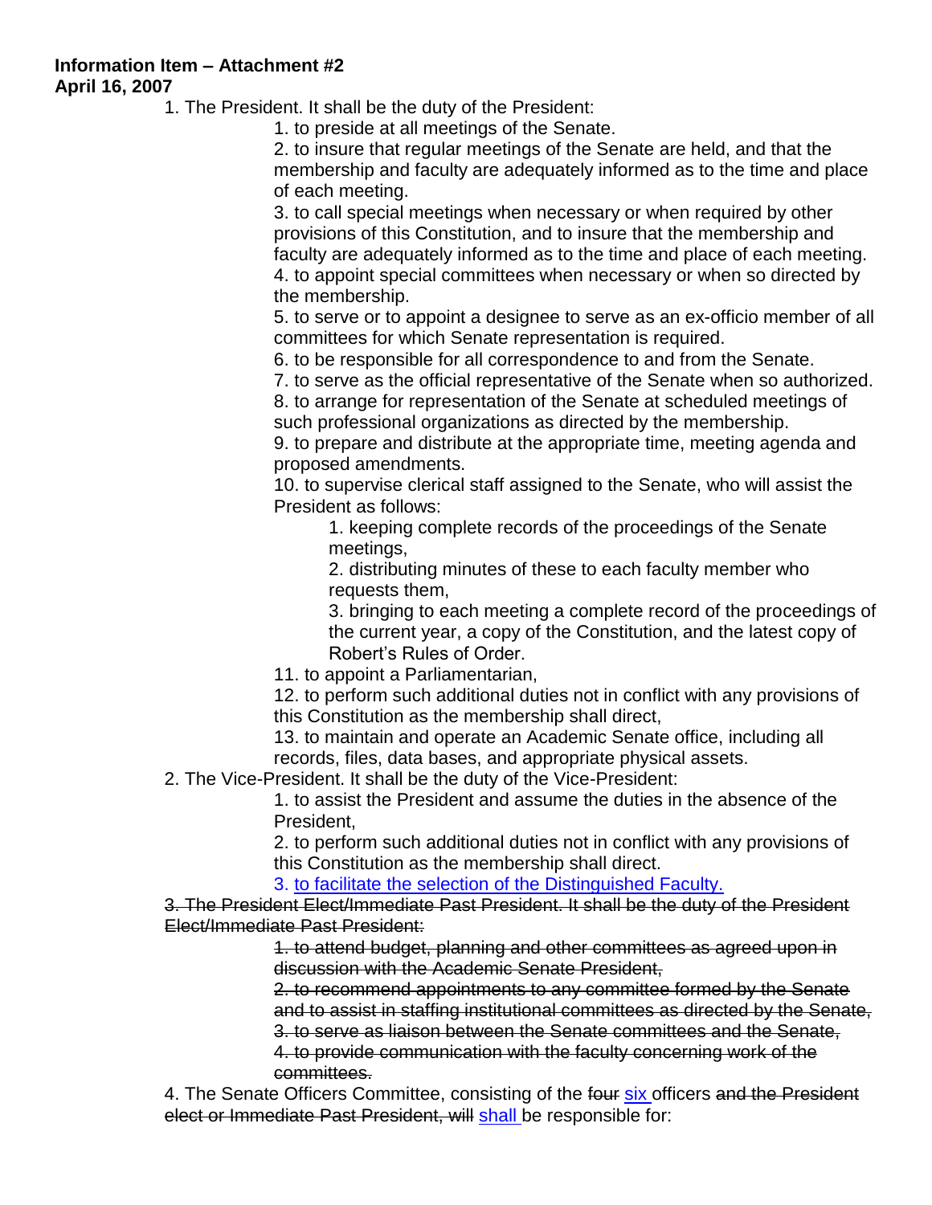**Information Item – Attachment #2**
**April 16, 2007**

1. The President. It shall be the duty of the President:
    1. to preside at all meetings of the Senate.
    2. to insure that regular meetings of the Senate are held, and that the membership and faculty are adequately informed as to the time and place of each meeting.
    3. to call special meetings when necessary or when required by other provisions of this Constitution, and to insure that the membership and faculty are adequately informed as to the time and place of each meeting.
    4. to appoint special committees when necessary or when so directed by the membership.
    5. to serve or to appoint a designee to serve as an ex-officio member of all committees for which Senate representation is required.
    6. to be responsible for all correspondence to and from the Senate.
    7. to serve as the official representative of the Senate when so authorized.
    8. to arrange for representation of the Senate at scheduled meetings of such professional organizations as directed by the membership.
    9. to prepare and distribute at the appropriate time, meeting agenda and proposed amendments.
    10. to supervise clerical staff assigned to the Senate, who will assist the President as follows:
        1. keeping complete records of the proceedings of the Senate meetings,
        2. distributing minutes of these to each faculty member who requests them,
        3. bringing to each meeting a complete record of the proceedings of the current year, a copy of the Constitution, and the latest copy of Robert's Rules of Order.
    11. to appoint a Parliamentarian,
    12. to perform such additional duties not in conflict with any provisions of this Constitution as the membership shall direct,
    13. to maintain and operate an Academic Senate office, including all records, files, data bases, and appropriate physical assets.
2. The Vice-President. It shall be the duty of the Vice-President:
    1. to assist the President and assume the duties in the absence of the President,
    2. to perform such additional duties not in conflict with any provisions of this Constitution as the membership shall direct.
    3. <u>to facilitate the selection of the Distinguished Faculty.</u>

~~3. The President Elect/Immediate Past President. It shall be the duty of the President Elect/Immediate Past President:~~
    ~~1. to attend budget, planning and other committees as agreed upon in discussion with the Academic Senate President,~~
    ~~2. to recommend appointments to any committee formed by the Senate and to assist in staffing institutional committees as directed by the Senate,~~
    ~~3. to serve as liaison between the Senate committees and the Senate,~~
    ~~4. to provide communication with the faculty concerning work of the committees.~~

4. The Senate Officers Committee, consisting of the ~~four~~ <u>six</u> officers ~~and the President elect or Immediate Past President, will~~ <u>shall</u> be responsible for: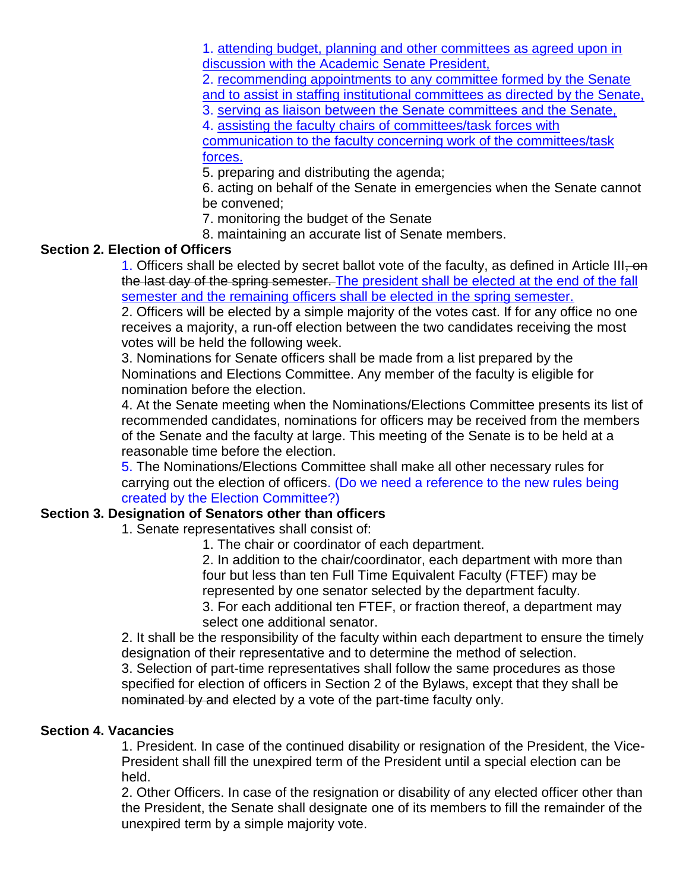1. attending budget, planning and other committees as agreed upon in discussion with the Academic Senate President,
2. recommending appointments to any committee formed by the Senate and to assist in staffing institutional committees as directed by the Senate,
3. serving as liaison between the Senate committees and the Senate,
4. assisting the faculty chairs of committees/task forces with communication to the faculty concerning work of the committees/task forces.
5. preparing and distributing the agenda;
6. acting on behalf of the Senate in emergencies when the Senate cannot be convened;
7. monitoring the budget of the Senate
8. maintaining an accurate list of Senate members.

**Section 2. Election of Officers**

1. Officers shall be elected by secret ballot vote of the faculty, as defined in Article III~~, on the last day of the spring semester.~~ The president shall be elected at the end of the fall semester and the remaining officers shall be elected in the spring semester.
2. Officers will be elected by a simple majority of the votes cast. If for any office no one receives a majority, a run-off election between the two candidates receiving the most votes will be held the following week.
3. Nominations for Senate officers shall be made from a list prepared by the Nominations and Elections Committee. Any member of the faculty is eligible for nomination before the election.
4. At the Senate meeting when the Nominations/Elections Committee presents its list of recommended candidates, nominations for officers may be received from the members of the Senate and the faculty at large. This meeting of the Senate is to be held at a reasonable time before the election.
5. The Nominations/Elections Committee shall make all other necessary rules for carrying out the election of officers. (Do we need a reference to the new rules being created by the Election Committee?)

**Section 3. Designation of Senators other than officers**

1. Senate representatives shall consist of:
    1. The chair or coordinator of each department.
    2. In addition to the chair/coordinator, each department with more than four but less than ten Full Time Equivalent Faculty (FTEF) may be represented by one senator selected by the department faculty.
    3. For each additional ten FTEF, or fraction thereof, a department may select one additional senator.
2. It shall be the responsibility of the faculty within each department to ensure the timely designation of their representative and to determine the method of selection.
3. Selection of part-time representatives shall follow the same procedures as those specified for election of officers in Section 2 of the Bylaws, except that they shall be ~~nominated by and~~ elected by a vote of the part-time faculty only.

**Section 4. Vacancies**

1. President. In case of the continued disability or resignation of the President, the Vice-President shall fill the unexpired term of the President until a special election can be held.
2. Other Officers. In case of the resignation or disability of any elected officer other than the President, the Senate shall designate one of its members to fill the remainder of the unexpired term by a simple majority vote.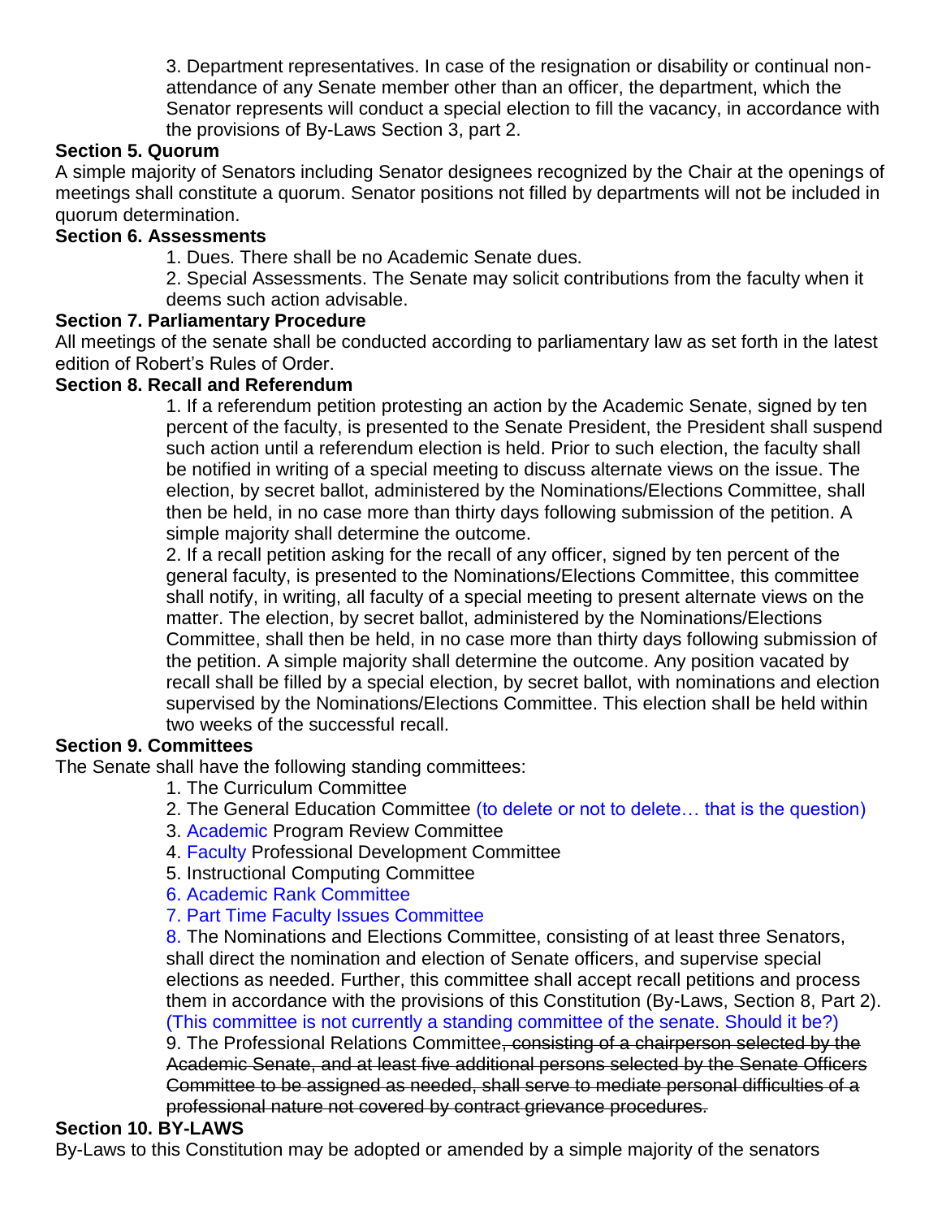3. Department representatives. In case of the resignation or disability or continual non-attendance of any Senate member other than an officer, the department, which the Senator represents will conduct a special election to fill the vacancy, in accordance with the provisions of By-Laws Section 3, part 2.

**Section 5. Quorum**

A simple majority of Senators including Senator designees recognized by the Chair at the openings of meetings shall constitute a quorum. Senator positions not filled by departments will not be included in quorum determination.

**Section 6. Assessments**

1. Dues. There shall be no Academic Senate dues.
2. Special Assessments. The Senate may solicit contributions from the faculty when it deems such action advisable.

**Section 7. Parliamentary Procedure**

All meetings of the senate shall be conducted according to parliamentary law as set forth in the latest edition of Robert's Rules of Order.

**Section 8. Recall and Referendum**

1. If a referendum petition protesting an action by the Academic Senate, signed by ten percent of the faculty, is presented to the Senate President, the President shall suspend such action until a referendum election is held. Prior to such election, the faculty shall be notified in writing of a special meeting to discuss alternate views on the issue. The election, by secret ballot, administered by the Nominations/Elections Committee, shall then be held, in no case more than thirty days following submission of the petition. A simple majority shall determine the outcome.
2. If a recall petition asking for the recall of any officer, signed by ten percent of the general faculty, is presented to the Nominations/Elections Committee, this committee shall notify, in writing, all faculty of a special meeting to present alternate views on the matter. The election, by secret ballot, administered by the Nominations/Elections Committee, shall then be held, in no case more than thirty days following submission of the petition. A simple majority shall determine the outcome. Any position vacated by recall shall be filled by a special election, by secret ballot, with nominations and election supervised by the Nominations/Elections Committee. This election shall be held within two weeks of the successful recall.

**Section 9. Committees**

The Senate shall have the following standing committees:

1. The Curriculum Committee
2. The General Education Committee (to delete or not to delete… that is the question)
3. Academic Program Review Committee
4. Faculty Professional Development Committee
5. Instructional Computing Committee
6. Academic Rank Committee
7. Part Time Faculty Issues Committee
8. The Nominations and Elections Committee, consisting of at least three Senators, shall direct the nomination and election of Senate officers, and supervise special elections as needed. Further, this committee shall accept recall petitions and process them in accordance with the provisions of this Constitution (By-Laws, Section 8, Part 2). (This committee is not currently a standing committee of the senate. Should it be?)
9. The Professional Relations Committee~~, consisting of a chairperson selected by the Academic Senate, and at least five additional persons selected by the Senate Officers Committee to be assigned as needed, shall serve to mediate personal difficulties of a professional nature not covered by contract grievance procedures.~~

**Section 10. BY-LAWS**

By-Laws to this Constitution may be adopted or amended by a simple majority of the senators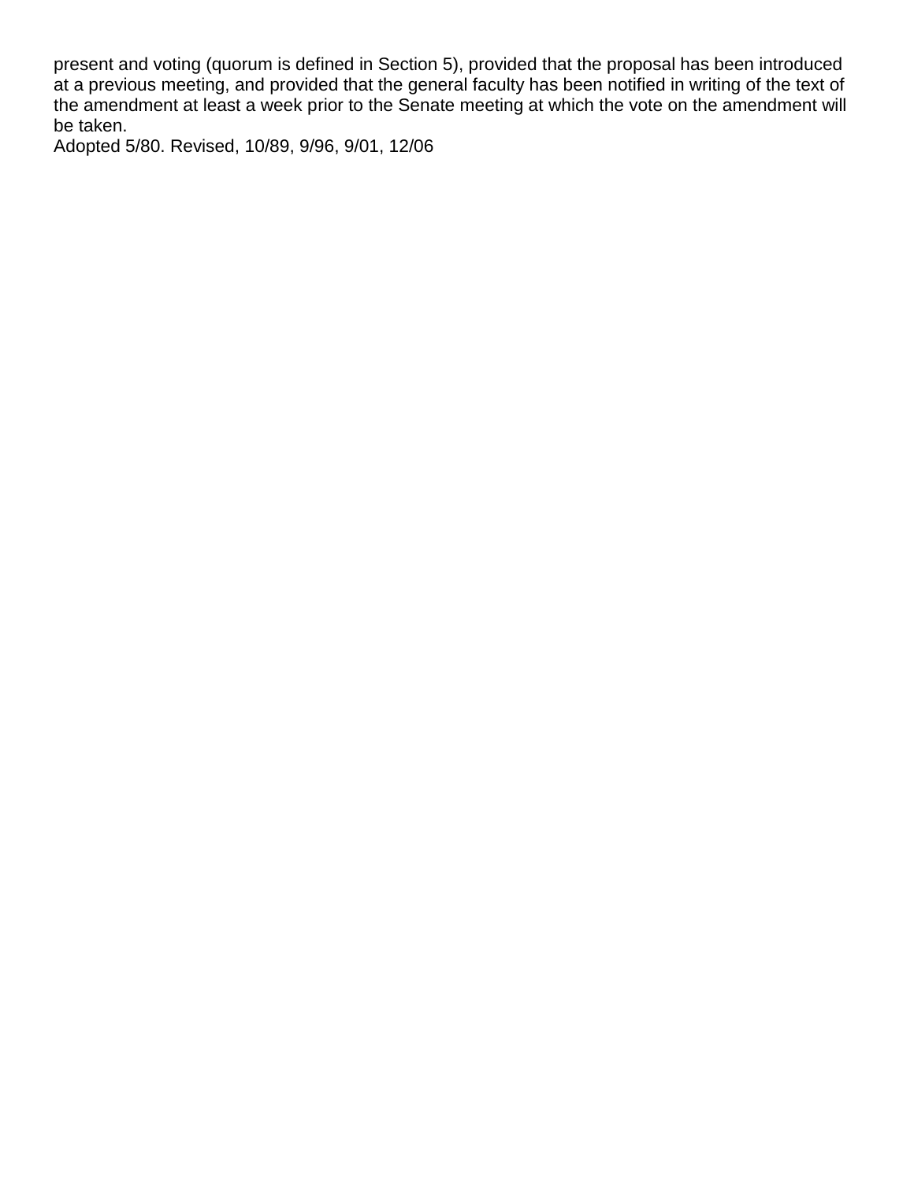present and voting (quorum is defined in Section 5), provided that the proposal has been introduced at a previous meeting, and provided that the general faculty has been notified in writing of the text of the amendment at least a week prior to the Senate meeting at which the vote on the amendment will be taken.

Adopted 5/80. Revised, 10/89, 9/96, 9/01, 12/06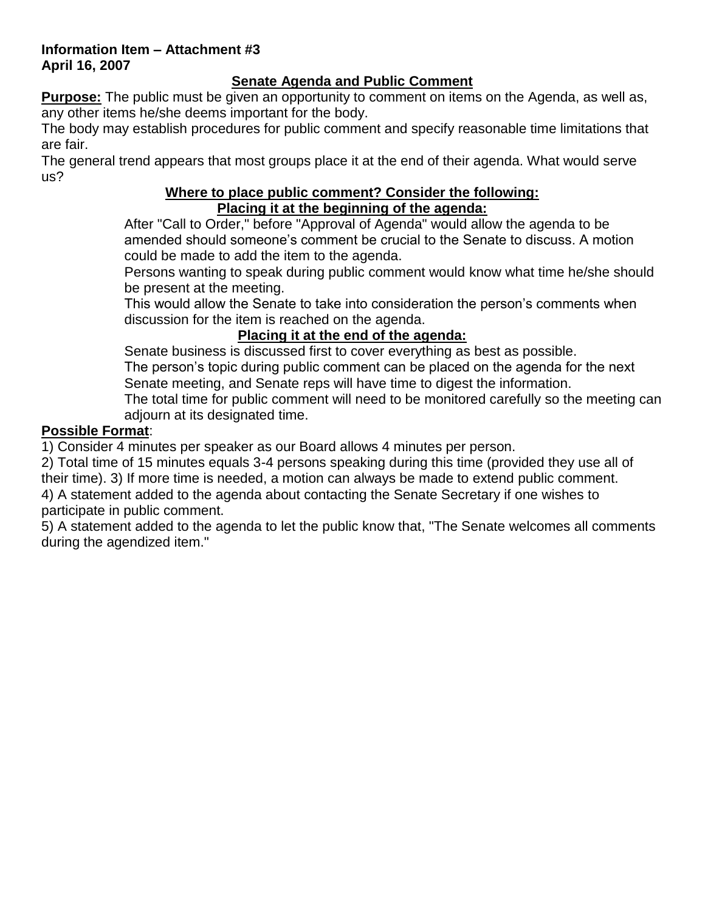**Information Item – Attachment #3**
**April 16, 2007**

## Senate Agenda and Public Comment

**Purpose:** The public must be given an opportunity to comment on items on the Agenda, as well as, any other items he/she deems important for the body.

The body may establish procedures for public comment and specify reasonable time limitations that are fair.

The general trend appears that most groups place it at the end of their agenda. What would serve us?

### Where to place public comment? Consider the following:

#### Placing it at the beginning of the agenda:

After "Call to Order," before "Approval of Agenda" would allow the agenda to be amended should someone's comment be crucial to the Senate to discuss. A motion could be made to add the item to the agenda.

Persons wanting to speak during public comment would know what time he/she should be present at the meeting.

This would allow the Senate to take into consideration the person's comments when discussion for the item is reached on the agenda.

#### Placing it at the end of the agenda:

Senate business is discussed first to cover everything as best as possible.

The person's topic during public comment can be placed on the agenda for the next Senate meeting, and Senate reps will have time to digest the information.

The total time for public comment will need to be monitored carefully so the meeting can adjourn at its designated time.

**Possible Format**:

1) Consider 4 minutes per speaker as our Board allows 4 minutes per person.

2) Total time of 15 minutes equals 3-4 persons speaking during this time (provided they use all of their time). 3) If more time is needed, a motion can always be made to extend public comment.

4) A statement added to the agenda about contacting the Senate Secretary if one wishes to participate in public comment.

5) A statement added to the agenda to let the public know that, "The Senate welcomes all comments during the agendized item."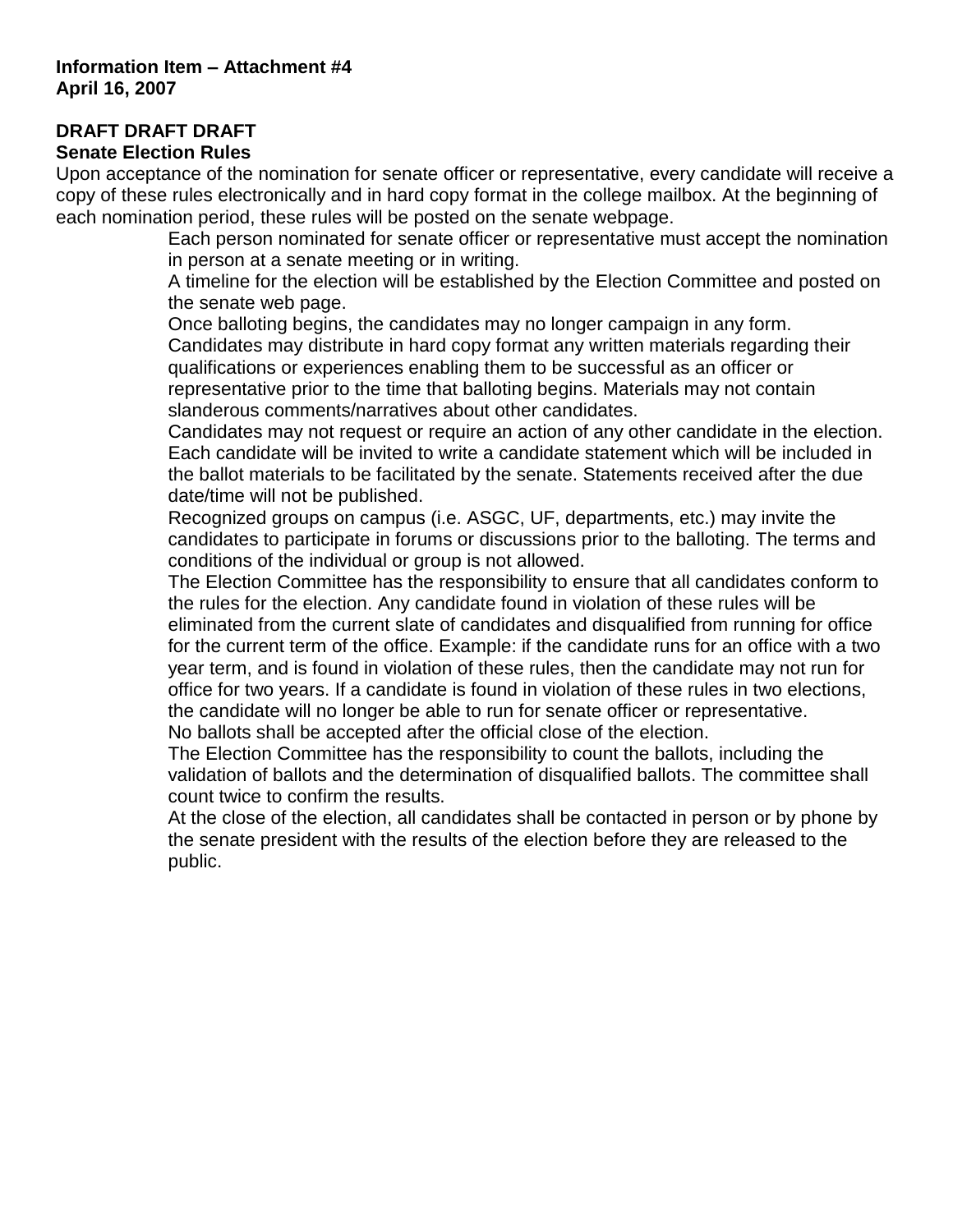**Information Item – Attachment #4**
**April 16, 2007**

**DRAFT DRAFT DRAFT**
**Senate Election Rules**

Upon acceptance of the nomination for senate officer or representative, every candidate will receive a copy of these rules electronically and in hard copy format in the college mailbox. At the beginning of each nomination period, these rules will be posted on the senate webpage.

Each person nominated for senate officer or representative must accept the nomination in person at a senate meeting or in writing.

A timeline for the election will be established by the Election Committee and posted on the senate web page.

Once balloting begins, the candidates may no longer campaign in any form.

Candidates may distribute in hard copy format any written materials regarding their qualifications or experiences enabling them to be successful as an officer or representative prior to the time that balloting begins. Materials may not contain slanderous comments/narratives about other candidates.

Candidates may not request or require an action of any other candidate in the election.

Each candidate will be invited to write a candidate statement which will be included in the ballot materials to be facilitated by the senate. Statements received after the due date/time will not be published.

Recognized groups on campus (i.e. ASGC, UF, departments, etc.) may invite the candidates to participate in forums or discussions prior to the balloting. The terms and conditions of the individual or group is not allowed.

The Election Committee has the responsibility to ensure that all candidates conform to the rules for the election. Any candidate found in violation of these rules will be eliminated from the current slate of candidates and disqualified from running for office for the current term of the office. Example: if the candidate runs for an office with a two year term, and is found in violation of these rules, then the candidate may not run for office for two years. If a candidate is found in violation of these rules in two elections, the candidate will no longer be able to run for senate officer or representative.

No ballots shall be accepted after the official close of the election.

The Election Committee has the responsibility to count the ballots, including the validation of ballots and the determination of disqualified ballots. The committee shall count twice to confirm the results.

At the close of the election, all candidates shall be contacted in person or by phone by the senate president with the results of the election before they are released to the public.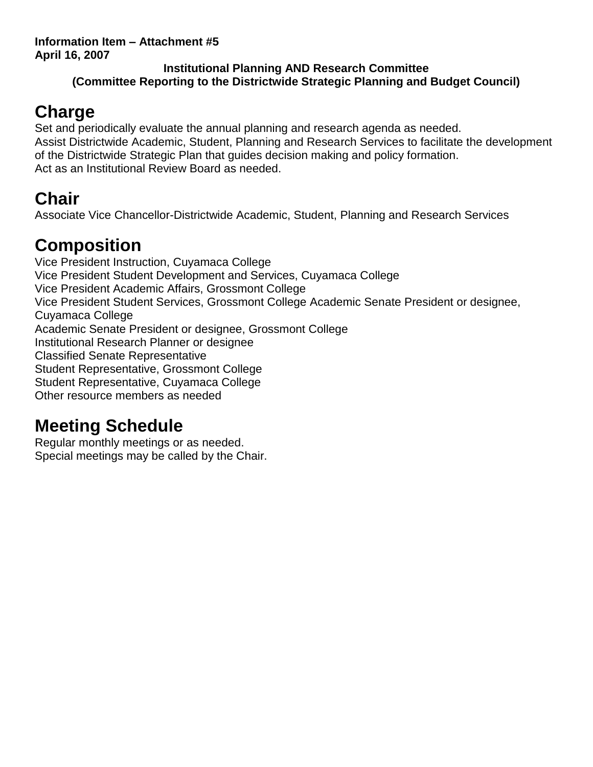**Information Item – Attachment #5**
**April 16, 2007**

**Institutional Planning AND Research Committee**
**(Committee Reporting to the Districtwide Strategic Planning and Budget Council)**

## Charge

Set and periodically evaluate the annual planning and research agenda as needed.
Assist Districtwide Academic, Student, Planning and Research Services to facilitate the development of the Districtwide Strategic Plan that guides decision making and policy formation.
Act as an Institutional Review Board as needed.

## Chair

Associate Vice Chancellor-Districtwide Academic, Student, Planning and Research Services

## Composition

Vice President Instruction, Cuyamaca College
Vice President Student Development and Services, Cuyamaca College
Vice President Academic Affairs, Grossmont College
Vice President Student Services, Grossmont College Academic Senate President or designee, Cuyamaca College
Academic Senate President or designee, Grossmont College
Institutional Research Planner or designee
Classified Senate Representative
Student Representative, Grossmont College
Student Representative, Cuyamaca College
Other resource members as needed

## Meeting Schedule

Regular monthly meetings or as needed.
Special meetings may be called by the Chair.